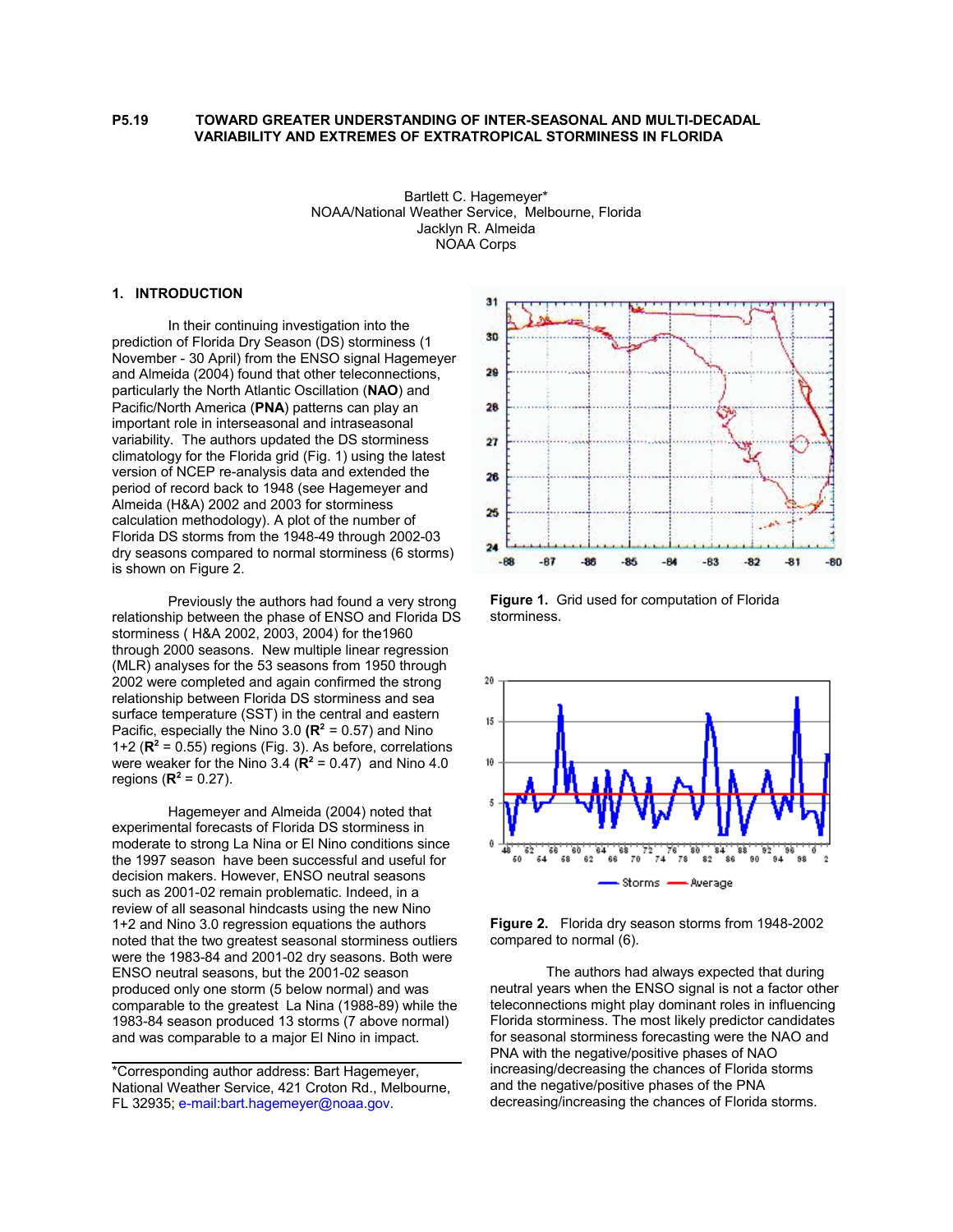**P5.19 TOWARD GREATER UNDERSTANDING OF INTER-SEASONAL AND MULTI-DECADAL VARIABILITY AND EXTREMES OF EXTRATROPICAL STORMINESS IN FLORIDA**

Bartlett C. Hagemeyer*
NOAA/National Weather Service, Melbourne, Florida
Jacklyn R. Almeida
NOAA Corps

## 1. INTRODUCTION

In their continuing investigation into the prediction of Florida Dry Season (DS) storminess (1 November - 30 April) from the ENSO signal Hagemeyer and Almeida (2004) found that other teleconnections, particularly the North Atlantic Oscillation (**NAO**) and Pacific/North America (**PNA**) patterns can play an important role in interseasonal and intraseasonal variability. The authors updated the DS storminess climatology for the Florida grid (Fig. 1) using the latest version of NCEP re-analysis data and extended the period of record back to 1948 (see Hagemeyer and Almeida (H&A) 2002 and 2003 for storminess calculation methodology). A plot of the number of Florida DS storms from the 1948-49 through 2002-03 dry seasons compared to normal storminess (6 storms) is shown on Figure 2.

Previously the authors had found a very strong relationship between the phase of ENSO and Florida DS storminess ( H&A 2002, 2003, 2004) for the1960 through 2000 seasons. New multiple linear regression (MLR) analyses for the 53 seasons from 1950 through 2002 were completed and again confirmed the strong relationship between Florida DS storminess and sea surface temperature (SST) in the central and eastern Pacific, especially the Nino 3.0 (**$R^2$** = 0.57) and Nino 1+2 (**$R^2$** = 0.55) regions (Fig. 3). As before, correlations were weaker for the Nino 3.4 (**$R^2$** = 0.47) and Nino 4.0 regions (**$R^2$** = 0.27).

Hagemeyer and Almeida (2004) noted that experimental forecasts of Florida DS storminess in moderate to strong La Nina or El Nino conditions since the 1997 season have been successful and useful for decision makers. However, ENSO neutral seasons such as 2001-02 remain problematic. Indeed, in a review of all seasonal hindcasts using the new Nino 1+2 and Nino 3.0 regression equations the authors noted that the two greatest seasonal storminess outliers were the 1983-84 and 2001-02 dry seasons. Both were ENSO neutral seasons, but the 2001-02 season produced only one storm (5 below normal) and was comparable to the greatest La Nina (1988-89) while the 1983-84 season produced 13 storms (7 above normal) and was comparable to a major El Nino in impact.

\*Corresponding author address: Bart Hagemeyer, National Weather Service, 421 Croton Rd., Melbourne, FL 32935; e-mail:bart.hagemeyer@noaa.gov.

**Figure 1.** Grid used for computation of Florida storminess.

**Figure 2.** Florida dry season storms from 1948-2002 compared to normal (6).

The authors had always expected that during neutral years when the ENSO signal is not a factor other teleconnections might play dominant roles in influencing Florida storminess. The most likely predictor candidates for seasonal storminess forecasting were the NAO and PNA with the negative/positive phases of NAO increasing/decreasing the chances of Florida storms and the negative/positive phases of the PNA decreasing/increasing the chances of Florida storms.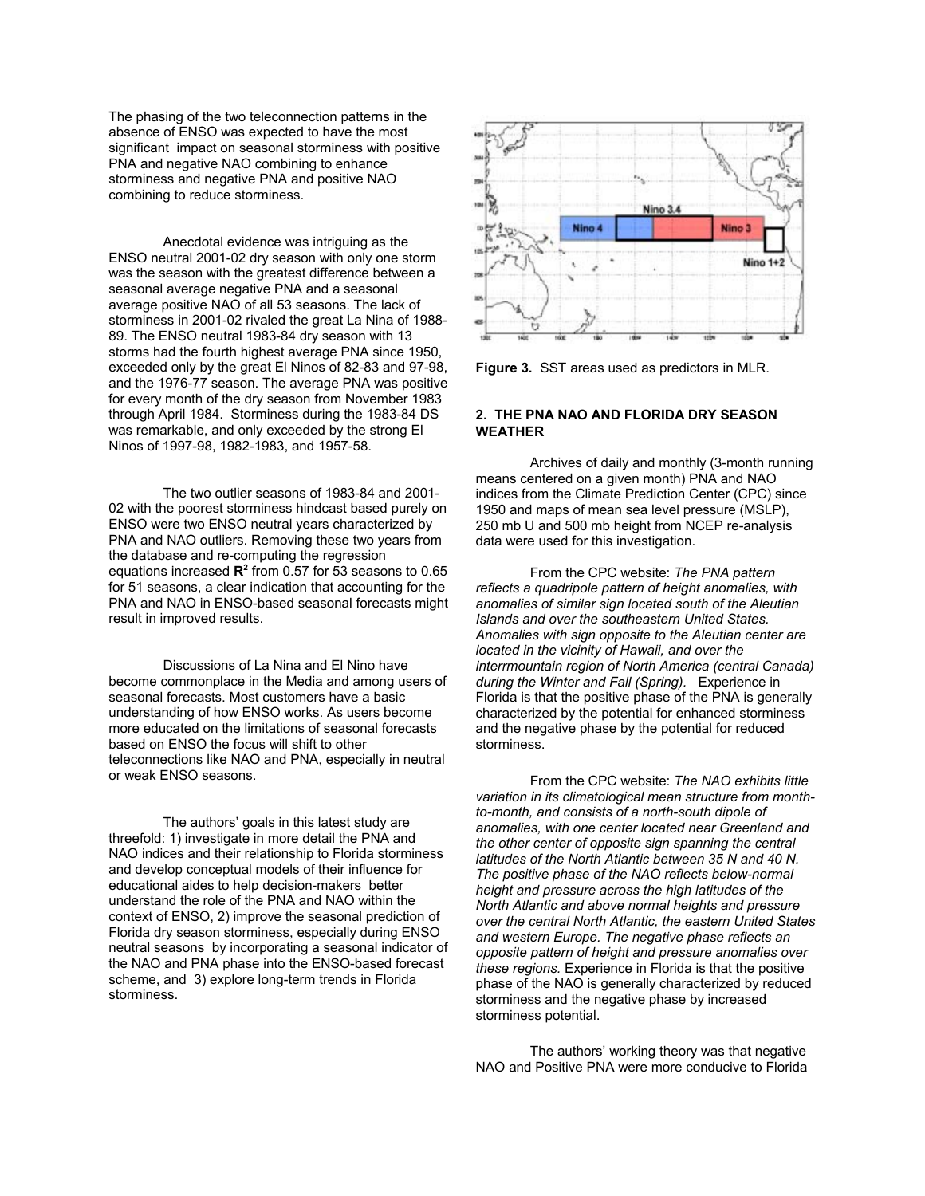The phasing of the two teleconnection patterns in the absence of ENSO was expected to have the most significant impact on seasonal storminess with positive PNA and negative NAO combining to enhance storminess and negative PNA and positive NAO combining to reduce storminess.

Anecdotal evidence was intriguing as the ENSO neutral 2001-02 dry season with only one storm was the season with the greatest difference between a seasonal average negative PNA and a seasonal average positive NAO of all 53 seasons. The lack of storminess in 2001-02 rivaled the great La Nina of 1988-89. The ENSO neutral 1983-84 dry season with 13 storms had the fourth highest average PNA since 1950, exceeded only by the great El Ninos of 82-83 and 97-98, and the 1976-77 season. The average PNA was positive for every month of the dry season from November 1983 through April 1984. Storminess during the 1983-84 DS was remarkable, and only exceeded by the strong El Ninos of 1997-98, 1982-1983, and 1957-58.

The two outlier seasons of 1983-84 and 2001-02 with the poorest storminess hindcast based purely on ENSO were two ENSO neutral years characterized by PNA and NAO outliers. Removing these two years from the database and re-computing the regression equations increased $\mathbf{R^2}$ from 0.57 for 53 seasons to 0.65 for 51 seasons, a clear indication that accounting for the PNA and NAO in ENSO-based seasonal forecasts might result in improved results.

Discussions of La Nina and El Nino have become commonplace in the Media and among users of seasonal forecasts. Most customers have a basic understanding of how ENSO works. As users become more educated on the limitations of seasonal forecasts based on ENSO the focus will shift to other teleconnections like NAO and PNA, especially in neutral or weak ENSO seasons.

The authors' goals in this latest study are threefold: 1) investigate in more detail the PNA and NAO indices and their relationship to Florida storminess and develop conceptual models of their influence for educational aides to help decision-makers better understand the role of the PNA and NAO within the context of ENSO, 2) improve the seasonal prediction of Florida dry season storminess, especially during ENSO neutral seasons by incorporating a seasonal indicator of the NAO and PNA phase into the ENSO-based forecast scheme, and 3) explore long-term trends in Florida storminess.

**Figure 3.** SST areas used as predictors in MLR.

## 2. THE PNA NAO AND FLORIDA DRY SEASON WEATHER

Archives of daily and monthly (3-month running means centered on a given month) PNA and NAO indices from the Climate Prediction Center (CPC) since 1950 and maps of mean sea level pressure (MSLP), 250 mb U and 500 mb height from NCEP re-analysis data were used for this investigation.

From the CPC website: *The PNA pattern reflects a quadripole pattern of height anomalies, with anomalies of similar sign located south of the Aleutian Islands and over the southeastern United States. Anomalies with sign opposite to the Aleutian center are located in the vicinity of Hawaii, and over the interrmountain region of North America (central Canada) during the Winter and Fall (Spring).* Experience in Florida is that the positive phase of the PNA is generally characterized by the potential for enhanced storminess and the negative phase by the potential for reduced storminess.

From the CPC website: *The NAO exhibits little variation in its climatological mean structure from month-to-month, and consists of a north-south dipole of anomalies, with one center located near Greenland and the other center of opposite sign spanning the central latitudes of the North Atlantic between 35 N and 40 N. The positive phase of the NAO reflects below-normal height and pressure across the high latitudes of the North Atlantic and above normal heights and pressure over the central North Atlantic, the eastern United States and western Europe. The negative phase reflects an opposite pattern of height and pressure anomalies over these regions.* Experience in Florida is that the positive phase of the NAO is generally characterized by reduced storminess and the negative phase by increased storminess potential.

The authors' working theory was that negative NAO and Positive PNA were more conducive to Florida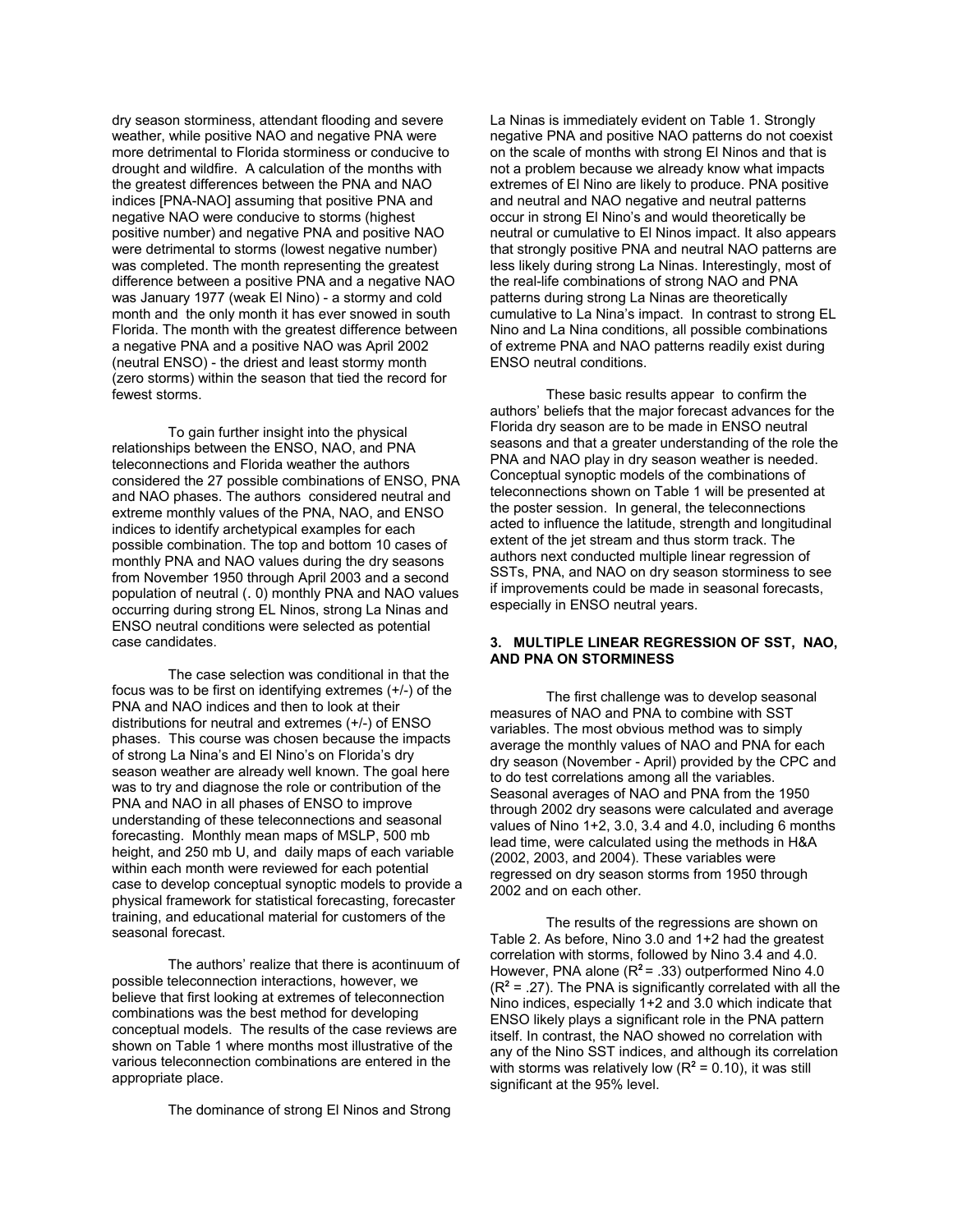dry season storminess, attendant flooding and severe weather, while positive NAO and negative PNA were more detrimental to Florida storminess or conducive to drought and wildfire. A calculation of the months with the greatest differences between the PNA and NAO indices [PNA-NAO] assuming that positive PNA and negative NAO were conducive to storms (highest positive number) and negative PNA and positive NAO were detrimental to storms (lowest negative number) was completed. The month representing the greatest difference between a positive PNA and a negative NAO was January 1977 (weak El Nino) - a stormy and cold month and the only month it has ever snowed in south Florida. The month with the greatest difference between a negative PNA and a positive NAO was April 2002 (neutral ENSO) - the driest and least stormy month (zero storms) within the season that tied the record for fewest storms.

To gain further insight into the physical relationships between the ENSO, NAO, and PNA teleconnections and Florida weather the authors considered the 27 possible combinations of ENSO, PNA and NAO phases. The authors considered neutral and extreme monthly values of the PNA, NAO, and ENSO indices to identify archetypical examples for each possible combination. The top and bottom 10 cases of monthly PNA and NAO values during the dry seasons from November 1950 through April 2003 and a second population of neutral (. 0) monthly PNA and NAO values occurring during strong EL Ninos, strong La Ninas and ENSO neutral conditions were selected as potential case candidates.

The case selection was conditional in that the focus was to be first on identifying extremes (+/-) of the PNA and NAO indices and then to look at their distributions for neutral and extremes (+/-) of ENSO phases. This course was chosen because the impacts of strong La Nina's and El Nino's on Florida's dry season weather are already well known. The goal here was to try and diagnose the role or contribution of the PNA and NAO in all phases of ENSO to improve understanding of these teleconnections and seasonal forecasting. Monthly mean maps of MSLP, 500 mb height, and 250 mb U, and daily maps of each variable within each month were reviewed for each potential case to develop conceptual synoptic models to provide a physical framework for statistical forecasting, forecaster training, and educational material for customers of the seasonal forecast.

The authors' realize that there is acontinuum of possible teleconnection interactions, however, we believe that first looking at extremes of teleconnection combinations was the best method for developing conceptual models. The results of the case reviews are shown on Table 1 where months most illustrative of the various teleconnection combinations are entered in the appropriate place.

The dominance of strong El Ninos and Strong La Ninas is immediately evident on Table 1. Strongly negative PNA and positive NAO patterns do not coexist on the scale of months with strong El Ninos and that is not a problem because we already know what impacts extremes of El Nino are likely to produce. PNA positive and neutral and NAO negative and neutral patterns occur in strong El Nino's and would theoretically be neutral or cumulative to El Ninos impact. It also appears that strongly positive PNA and neutral NAO patterns are less likely during strong La Ninas. Interestingly, most of the real-life combinations of strong NAO and PNA patterns during strong La Ninas are theoretically cumulative to La Nina's impact. In contrast to strong EL Nino and La Nina conditions, all possible combinations of extreme PNA and NAO patterns readily exist during ENSO neutral conditions.

These basic results appear to confirm the authors' beliefs that the major forecast advances for the Florida dry season are to be made in ENSO neutral seasons and that a greater understanding of the role the PNA and NAO play in dry season weather is needed. Conceptual synoptic models of the combinations of teleconnections shown on Table 1 will be presented at the poster session. In general, the teleconnections acted to influence the latitude, strength and longitudinal extent of the jet stream and thus storm track. The authors next conducted multiple linear regression of SSTs, PNA, and NAO on dry season storminess to see if improvements could be made in seasonal forecasts, especially in ENSO neutral years.

### 3. MULTIPLE LINEAR REGRESSION OF SST, NAO, AND PNA ON STORMINESS

The first challenge was to develop seasonal measures of NAO and PNA to combine with SST variables. The most obvious method was to simply average the monthly values of NAO and PNA for each dry season (November - April) provided by the CPC and to do test correlations among all the variables. Seasonal averages of NAO and PNA from the 1950 through 2002 dry seasons were calculated and average values of Nino 1+2, 3.0, 3.4 and 4.0, including 6 months lead time, were calculated using the methods in H&A (2002, 2003, and 2004). These variables were regressed on dry season storms from 1950 through 2002 and on each other.

The results of the regressions are shown on Table 2. As before, Nino 3.0 and 1+2 had the greatest correlation with storms, followed by Nino 3.4 and 4.0. However, PNA alone ($R^2 = .33$) outperformed Nino 4.0 ($R^2 = .27$). The PNA is significantly correlated with all the Nino indices, especially 1+2 and 3.0 which indicate that ENSO likely plays a significant role in the PNA pattern itself. In contrast, the NAO showed no correlation with any of the Nino SST indices, and although its correlation with storms was relatively low ($R^2 = 0.10$), it was still significant at the 95% level.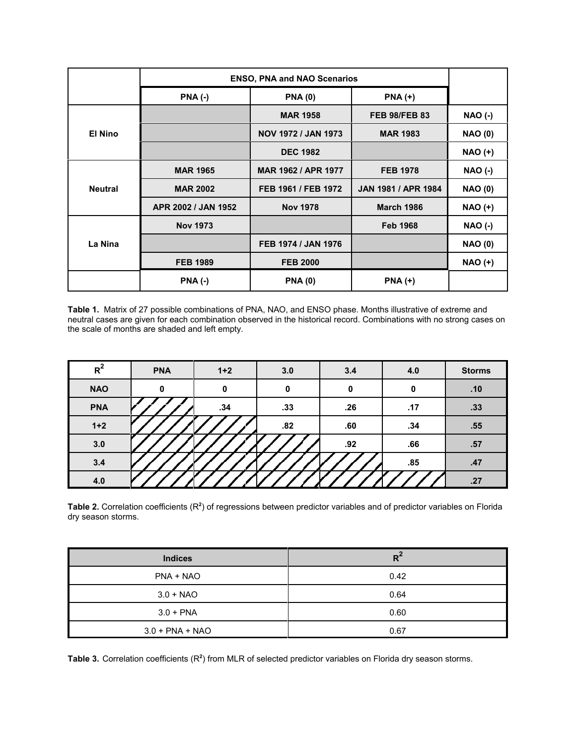| | ENSO, PNA and NAO Scenarios | | | |
|---|---|---|---|---|
| | PNA (-) | PNA (0) | PNA (+) | |
| El Nino | | MAR 1958 | FEB 98/FEB 83 | NAO (-) |
| | | NOV 1972 / JAN 1973 | MAR 1983 | NAO (0) |
| | | DEC 1982 | | NAO (+) |
| Neutral | MAR 1965 | MAR 1962 / APR 1977 | FEB 1978 | NAO (-) |
| | MAR 2002 | FEB 1961 / FEB 1972 | JAN 1981 / APR 1984 | NAO (0) |
| | APR 2002 / JAN 1952 | Nov 1978 | March 1986 | NAO (+) |
| La Nina | Nov 1973 | | Feb 1968 | NAO (-) |
| | | FEB 1974 / JAN 1976 | | NAO (0) |
| | FEB 1989 | FEB 2000 | | NAO (+) |
| | PNA (-) | PNA (0) | PNA (+) | |

**Table 1.** Matrix of 27 possible combinations of PNA, NAO, and ENSO phase. Months illustrative of extreme and neutral cases are given for each combination observed in the historical record. Combinations with no strong cases on the scale of months are shaded and left empty.

| $R^2$ | PNA | 1+2 | 3.0 | 3.4 | 4.0 | Storms |
|---|---|---|---|---|---|---|
| NAO | 0 | 0 | 0 | 0 | 0 | .10 |
| PNA | | .34 | .33 | .26 | .17 | .33 |
| 1+2 | | | .82 | .60 | .34 | .55 |
| 3.0 | | | | .92 | .66 | .57 |
| 3.4 | | | | | .85 | .47 |
| 4.0 | | | | | | .27 |

**Table 2.** Correlation coefficients ($R^2$) of regressions between predictor variables and of predictor variables on Florida dry season storms.

| Indices | $R^2$ |
|---|---|
| PNA + NAO | 0.42 |
| 3.0 + NAO | 0.64 |
| 3.0 + PNA | 0.60 |
| 3.0 + PNA + NAO | 0.67 |

**Table 3.** Correlation coefficients ($R^2$) from MLR of selected predictor variables on Florida dry season storms.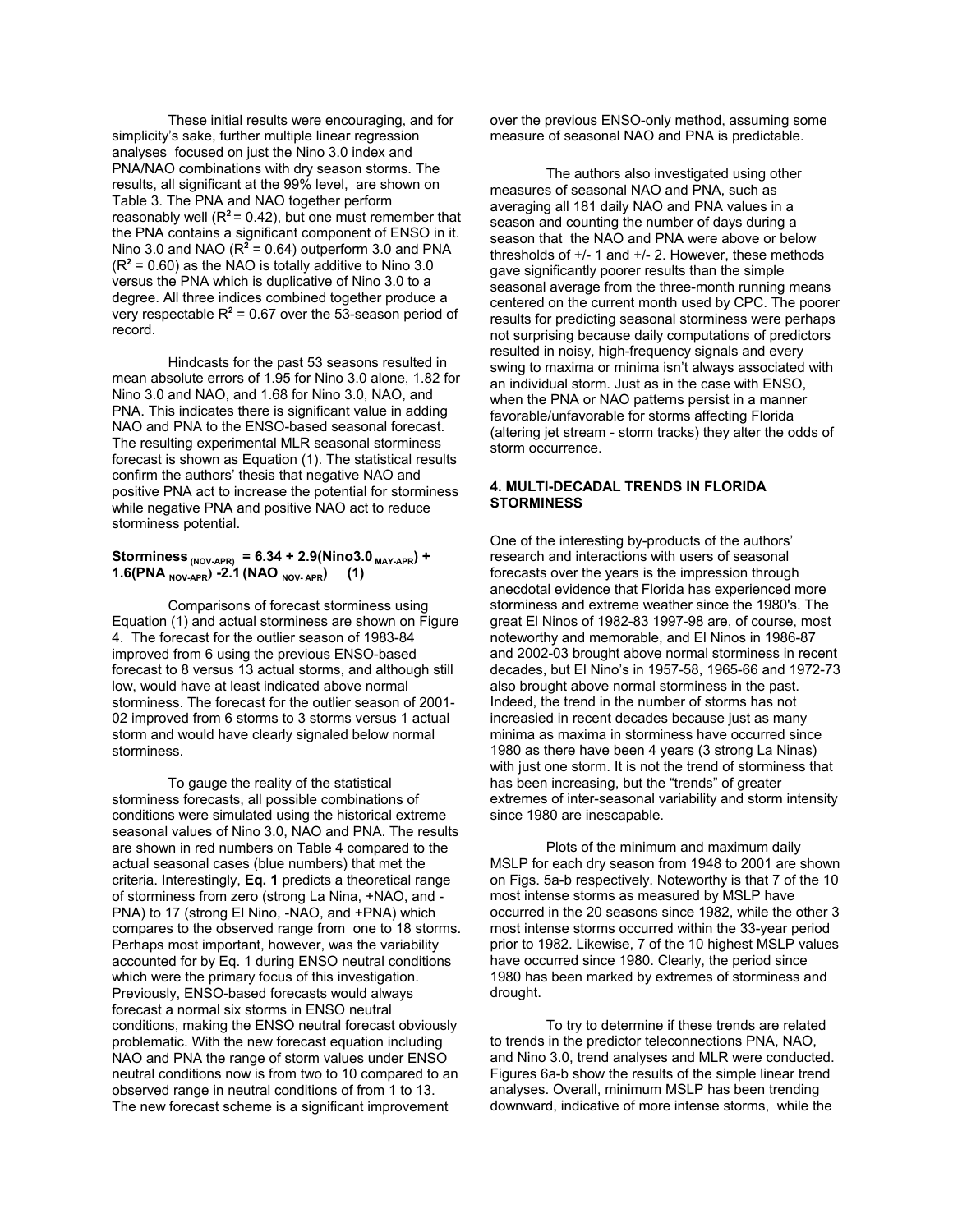These initial results were encouraging, and for simplicity's sake, further multiple linear regression analyses focused on just the Nino 3.0 index and PNA/NAO combinations with dry season storms. The results, all significant at the 99% level, are shown on Table 3. The PNA and NAO together perform reasonably well ($R^2 = 0.42$), but one must remember that the PNA contains a significant component of ENSO in it. Nino 3.0 and NAO ($R^2 = 0.64$) outperform 3.0 and PNA ($R^2 = 0.60$) as the NAO is totally additive to Nino 3.0 versus the PNA which is duplicative of Nino 3.0 to a degree. All three indices combined together produce a very respectable $R^2 = 0.67$ over the 53-season period of record.

Hindcasts for the past 53 seasons resulted in mean absolute errors of 1.95 for Nino 3.0 alone, 1.82 for Nino 3.0 and NAO, and 1.68 for Nino 3.0, NAO, and PNA. This indicates there is significant value in adding NAO and PNA to the ENSO-based seasonal forecast. The resulting experimental MLR seasonal storminess forecast is shown as Equation (1). The statistical results confirm the authors' thesis that negative NAO and positive PNA act to increase the potential for storminess while negative PNA and positive NAO act to reduce storminess potential.

$$\textbf{Storminess}_{(NOV\text{-}APR)} = 6.34 + 2.9(\text{Nino3.0}_{MAY\text{-}APR}) + 1.6(\text{PNA}_{NOV\text{-}APR}) - 2.1(\text{NAO}_{NOV\text{-}APR}) \quad (1)$$

Comparisons of forecast storminess using Equation (1) and actual storminess are shown on Figure 4. The forecast for the outlier season of 1983-84 improved from 6 using the previous ENSO-based forecast to 8 versus 13 actual storms, and although still low, would have at least indicated above normal storminess. The forecast for the outlier season of 2001-02 improved from 6 storms to 3 storms versus 1 actual storm and would have clearly signaled below normal storminess.

To gauge the reality of the statistical storminess forecasts, all possible combinations of conditions were simulated using the historical extreme seasonal values of Nino 3.0, NAO and PNA. The results are shown in red numbers on Table 4 compared to the actual seasonal cases (blue numbers) that met the criteria. Interestingly, **Eq. 1** predicts a theoretical range of storminess from zero (strong La Nina, +NAO, and -PNA) to 17 (strong El Nino, -NAO, and +PNA) which compares to the observed range from one to 18 storms. Perhaps most important, however, was the variability accounted for by Eq. 1 during ENSO neutral conditions which were the primary focus of this investigation. Previously, ENSO-based forecasts would always forecast a normal six storms in ENSO neutral conditions, making the ENSO neutral forecast obviously problematic. With the new forecast equation including NAO and PNA the range of storm values under ENSO neutral conditions now is from two to 10 compared to an observed range in neutral conditions of from 1 to 13. The new forecast scheme is a significant improvement over the previous ENSO-only method, assuming some measure of seasonal NAO and PNA is predictable.

The authors also investigated using other measures of seasonal NAO and PNA, such as averaging all 181 daily NAO and PNA values in a season and counting the number of days during a season that the NAO and PNA were above or below thresholds of +/- 1 and +/- 2. However, these methods gave significantly poorer results than the simple seasonal average from the three-month running means centered on the current month used by CPC. The poorer results for predicting seasonal storminess were perhaps not surprising because daily computations of predictors resulted in noisy, high-frequency signals and every swing to maxima or minima isn't always associated with an individual storm. Just as in the case with ENSO, when the PNA or NAO patterns persist in a manner favorable/unfavorable for storms affecting Florida (altering jet stream - storm tracks) they alter the odds of storm occurrence.

## 4. MULTI-DECADAL TRENDS IN FLORIDA STORMINESS

One of the interesting by-products of the authors' research and interactions with users of seasonal forecasts over the years is the impression through anecdotal evidence that Florida has experienced more storminess and extreme weather since the 1980's. The great El Ninos of 1982-83 1997-98 are, of course, most noteworthy and memorable, and El Ninos in 1986-87 and 2002-03 brought above normal storminess in recent decades, but El Nino's in 1957-58, 1965-66 and 1972-73 also brought above normal storminess in the past. Indeed, the trend in the number of storms has not increased in recent decades because just as many minima as maxima in storminess have occurred since 1980 as there have been 4 years (3 strong La Ninas) with just one storm. It is not the trend of storminess that has been increasing, but the "trends" of greater extremes of inter-seasonal variability and storm intensity since 1980 are inescapable.

Plots of the minimum and maximum daily MSLP for each dry season from 1948 to 2001 are shown on Figs. 5a-b respectively. Noteworthy is that 7 of the 10 most intense storms as measured by MSLP have occurred in the 20 seasons since 1982, while the other 3 most intense storms occurred within the 33-year period prior to 1982. Likewise, 7 of the 10 highest MSLP values have occurred since 1980. Clearly, the period since 1980 has been marked by extremes of storminess and drought.

To try to determine if these trends are related to trends in the predictor teleconnections PNA, NAO, and Nino 3.0, trend analyses and MLR were conducted. Figures 6a-b show the results of the simple linear trend analyses. Overall, minimum MSLP has been trending downward, indicative of more intense storms, while the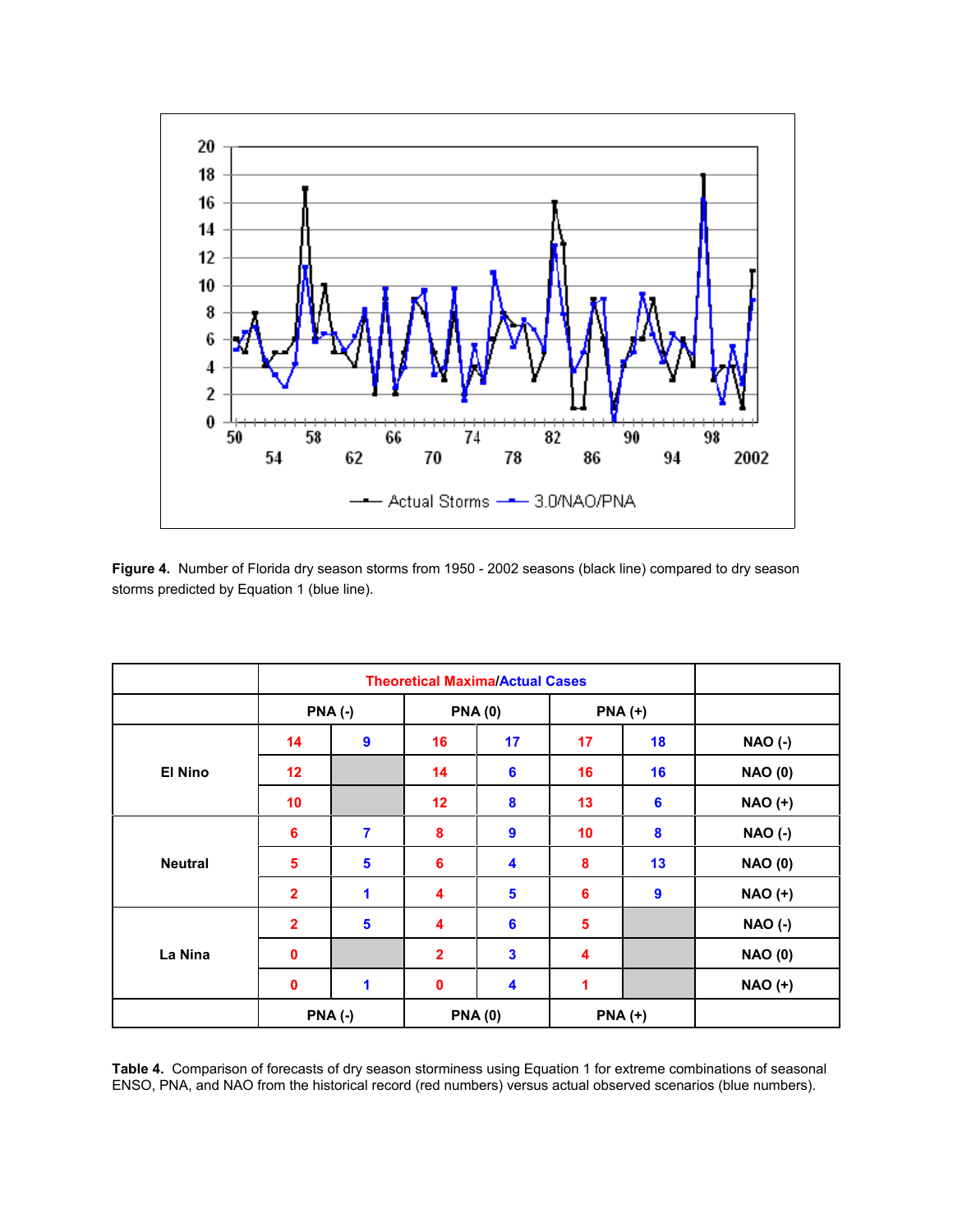**Figure 4.** Number of Florida dry season storms from 1950 - 2002 seasons (black line) compared to dry season storms predicted by Equation 1 (blue line).

| | Theoretical Maxima/Actual Cases | | | | | | |
|---|---|---|---|---|---|---|---|
| | PNA (-) | | PNA (0) | | PNA (+) | | |
| El Nino | 14 | 9 | 16 | 17 | 17 | 18 | NAO (-) |
| | 12 | | 14 | 6 | 16 | 16 | NAO (0) |
| | 10 | | 12 | 8 | 13 | 6 | NAO (+) |
| Neutral | 6 | 7 | 8 | 9 | 10 | 8 | NAO (-) |
| | 5 | 5 | 6 | 4 | 8 | 13 | NAO (0) |
| | 2 | 1 | 4 | 5 | 6 | 9 | NAO (+) |
| La Nina | 2 | 5 | 4 | 6 | 5 | | NAO (-) |
| | 0 | | 2 | 3 | 4 | | NAO (0) |
| | 0 | 1 | 0 | 4 | 1 | | NAO (+) |
| | PNA (-) | | PNA (0) | | PNA (+) | | |

**Table 4.** Comparison of forecasts of dry season storminess using Equation 1 for extreme combinations of seasonal ENSO, PNA, and NAO from the historical record (red numbers) versus actual observed scenarios (blue numbers).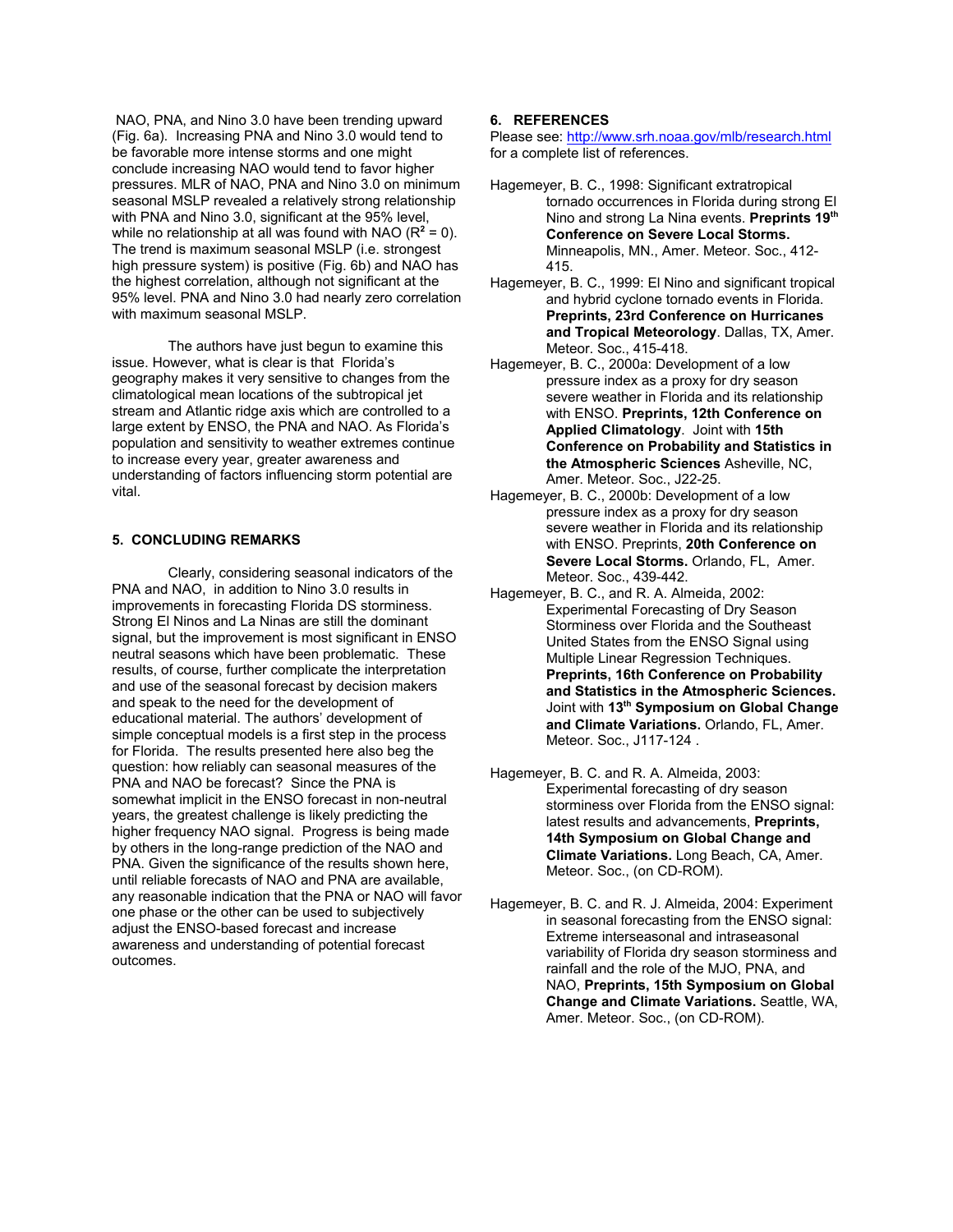NAO, PNA, and Nino 3.0 have been trending upward (Fig. 6a). Increasing PNA and Nino 3.0 would tend to be favorable more intense storms and one might conclude increasing NAO would tend to favor higher pressures. MLR of NAO, PNA and Nino 3.0 on minimum seasonal MSLP revealed a relatively strong relationship with PNA and Nino 3.0, significant at the 95% level, while no relationship at all was found with NAO ($R^2 = 0$). The trend is maximum seasonal MSLP (i.e. strongest high pressure system) is positive (Fig. 6b) and NAO has the highest correlation, although not significant at the 95% level. PNA and Nino 3.0 had nearly zero correlation with maximum seasonal MSLP.

The authors have just begun to examine this issue. However, what is clear is that Florida's geography makes it very sensitive to changes from the climatological mean locations of the subtropical jet stream and Atlantic ridge axis which are controlled to a large extent by ENSO, the PNA and NAO. As Florida's population and sensitivity to weather extremes continue to increase every year, greater awareness and understanding of factors influencing storm potential are vital.

## 5. CONCLUDING REMARKS

Clearly, considering seasonal indicators of the PNA and NAO, in addition to Nino 3.0 results in improvements in forecasting Florida DS storminess. Strong El Ninos and La Ninas are still the dominant signal, but the improvement is most significant in ENSO neutral seasons which have been problematic. These results, of course, further complicate the interpretation and use of the seasonal forecast by decision makers and speak to the need for the development of educational material. The authors' development of simple conceptual models is a first step in the process for Florida. The results presented here also beg the question: how reliably can seasonal measures of the PNA and NAO be forecast? Since the PNA is somewhat implicit in the ENSO forecast in non-neutral years, the greatest challenge is likely predicting the higher frequency NAO signal. Progress is being made by others in the long-range prediction of the NAO and PNA. Given the significance of the results shown here, until reliable forecasts of NAO and PNA are available, any reasonable indication that the PNA or NAO will favor one phase or the other can be used to subjectively adjust the ENSO-based forecast and increase awareness and understanding of potential forecast outcomes.

## 6. REFERENCES

Please see: http://www.srh.noaa.gov/mlb/research.html for a complete list of references.

Hagemeyer, B. C., 1998: Significant extratropical tornado occurrences in Florida during strong El Nino and strong La Nina events. **Preprints 19th Conference on Severe Local Storms.** Minneapolis, MN., Amer. Meteor. Soc., 412-415.

Hagemeyer, B. C., 1999: El Nino and significant tropical and hybrid cyclone tornado events in Florida. **Preprints, 23rd Conference on Hurricanes and Tropical Meteorology**. Dallas, TX, Amer. Meteor. Soc., 415-418.

Hagemeyer, B. C., 2000a: Development of a low pressure index as a proxy for dry season severe weather in Florida and its relationship with ENSO. **Preprints, 12th Conference on Applied Climatology**. Joint with **15th Conference on Probability and Statistics in the Atmospheric Sciences** Asheville, NC, Amer. Meteor. Soc., J22-25.

Hagemeyer, B. C., 2000b: Development of a low pressure index as a proxy for dry season severe weather in Florida and its relationship with ENSO. Preprints, **20th Conference on Severe Local Storms.** Orlando, FL, Amer. Meteor. Soc., 439-442.

Hagemeyer, B. C., and R. A. Almeida, 2002: Experimental Forecasting of Dry Season Storminess over Florida and the Southeast United States from the ENSO Signal using Multiple Linear Regression Techniques. **Preprints, 16th Conference on Probability and Statistics in the Atmospheric Sciences.** Joint with **13th Symposium on Global Change and Climate Variations.** Orlando, FL, Amer. Meteor. Soc., J117-124 .

Hagemeyer, B. C. and R. A. Almeida, 2003: Experimental forecasting of dry season storminess over Florida from the ENSO signal: latest results and advancements, **Preprints, 14th Symposium on Global Change and Climate Variations.** Long Beach, CA, Amer. Meteor. Soc., (on CD-ROM).

Hagemeyer, B. C. and R. J. Almeida, 2004: Experiment in seasonal forecasting from the ENSO signal: Extreme interseasonal and intraseasonal variability of Florida dry season storminess and rainfall and the role of the MJO, PNA, and NAO, **Preprints, 15th Symposium on Global Change and Climate Variations.** Seattle, WA, Amer. Meteor. Soc., (on CD-ROM).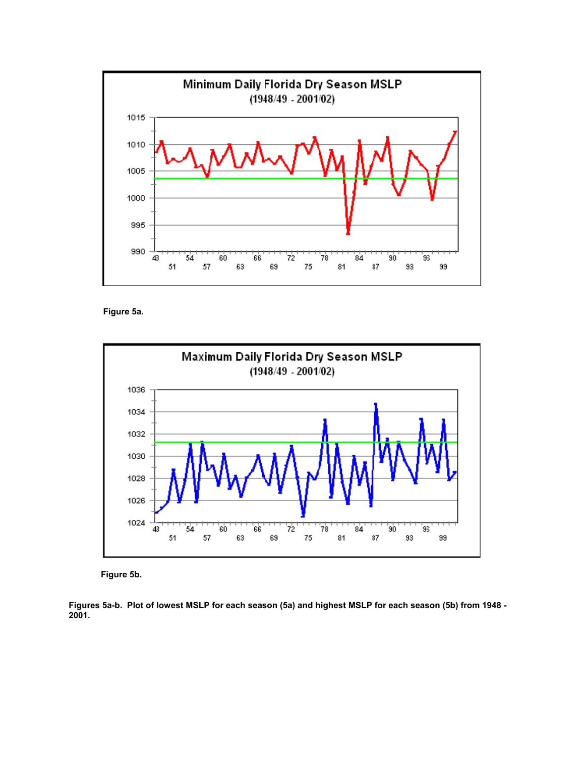Figure 5a.

Figure 5b.

**Figures 5a-b. Plot of lowest MSLP for each season (5a) and highest MSLP for each season (5b) from 1948 - 2001.**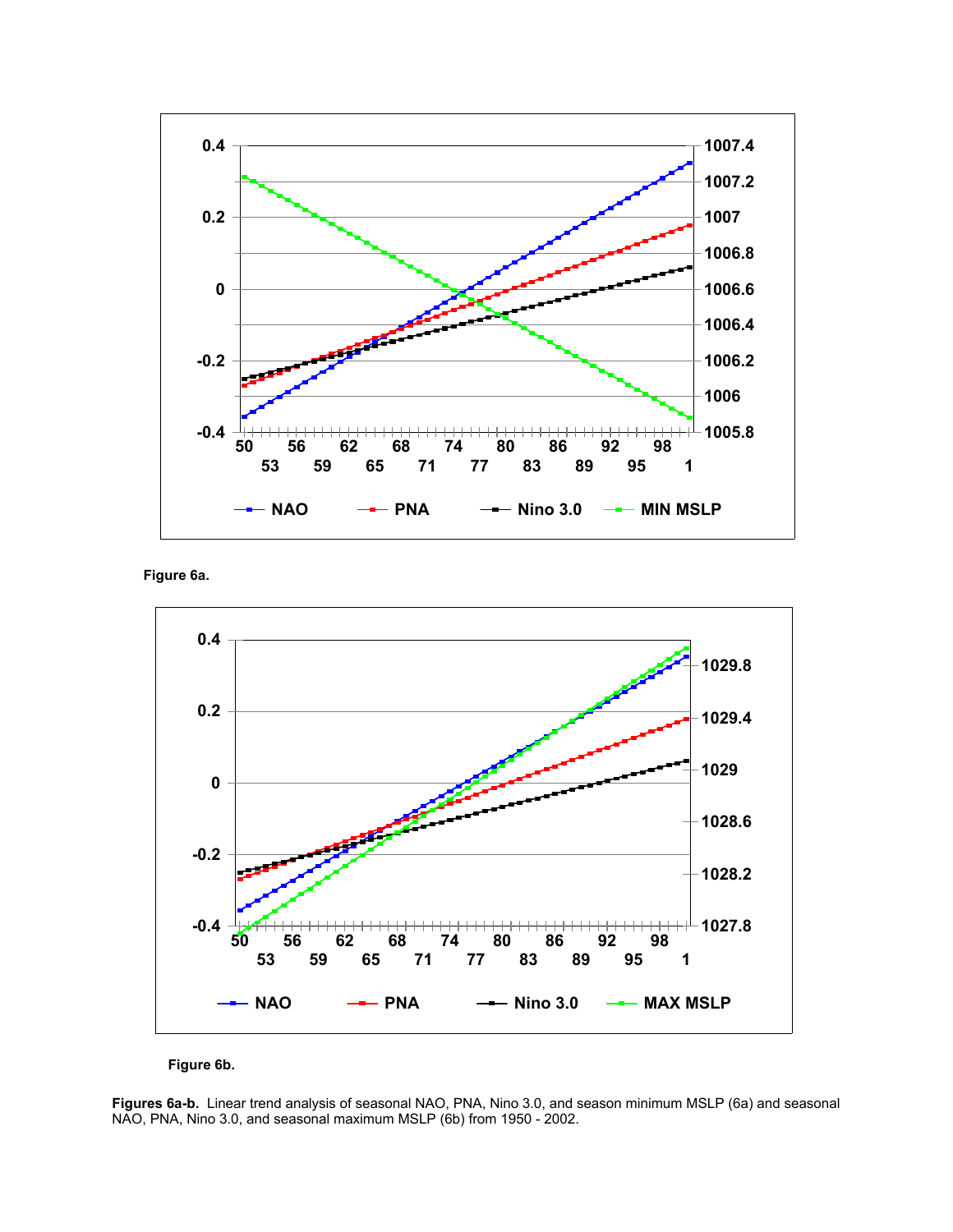0.4
0.2
0
-0.2
-0.4

1007.4
1007.2
1007
1006.8
1006.6
1006.4
1006.2
1006
1005.8

50 56 62 68 74 80 86 92 98
53 59 65 71 77 83 89 95 1

NAO PNA Nino 3.0 MIN MSLP

**Figure 6a.**

0.4
0.2
0
-0.2
-0.4

1029.8
1029.4
1029
1028.6
1028.2
1027.8

50 56 62 68 74 80 86 92 98
53 59 65 71 77 83 89 95 1

NAO PNA Nino 3.0 MAX MSLP

**Figure 6b.**

**Figures 6a-b.** Linear trend analysis of seasonal NAO, PNA, Nino 3.0, and season minimum MSLP (6a) and seasonal NAO, PNA, Nino 3.0, and seasonal maximum MSLP (6b) from 1950 - 2002.